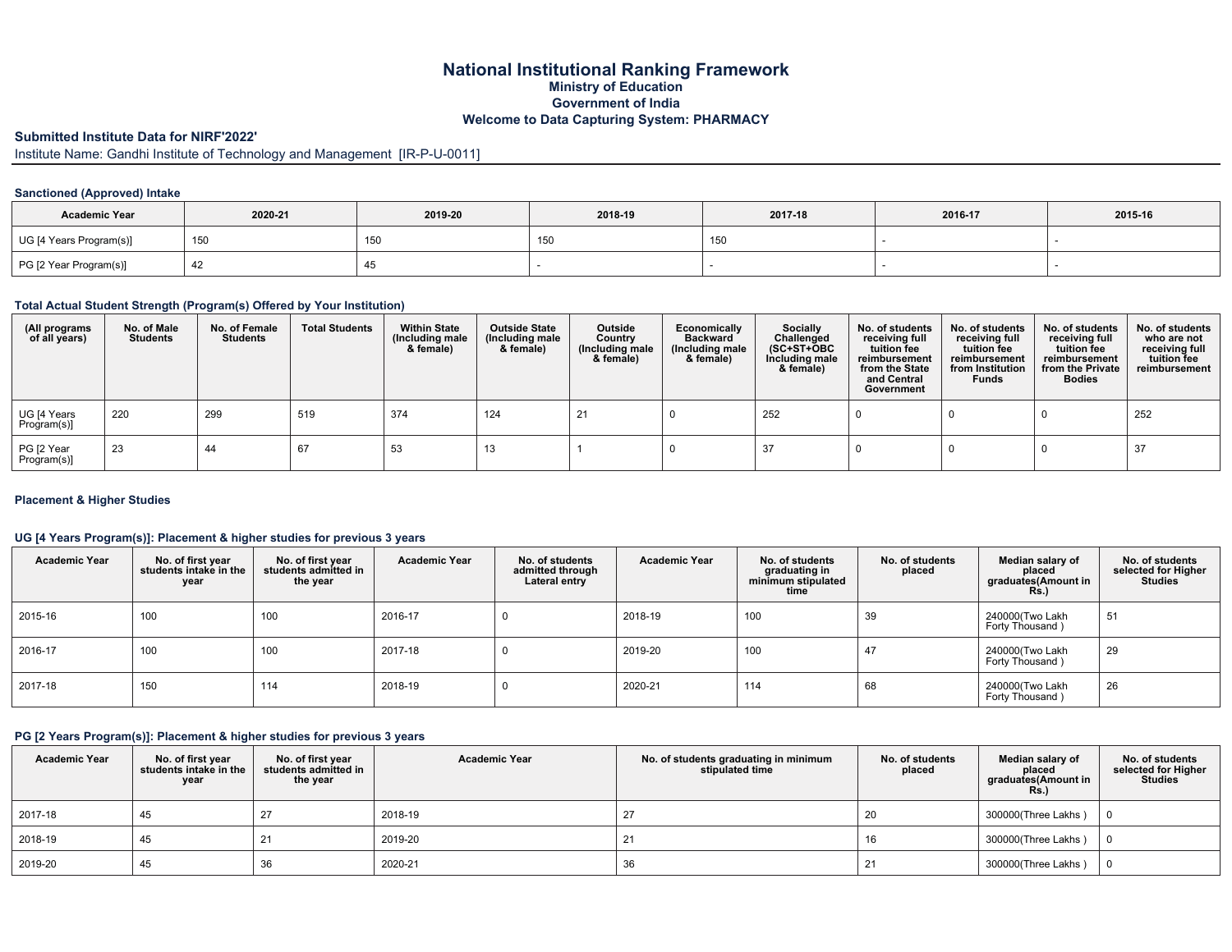# National Institutional Ranking Framework
## Ministry of Education
## Government of India
## Welcome to Data Capturing System: PHARMACY

**Submitted Institute Data for NIRF'2022'**

Institute Name: Gandhi Institute of Technology and Management [IR-P-U-0011]

### Sanctioned (Approved) Intake

| Academic Year | 2020-21 | 2019-20 | 2018-19 | 2017-18 | 2016-17 | 2015-16 |
|---|---|---|---|---|---|---|
| UG [4 Years Program(s)] | 150 | 150 | 150 | 150 | - | - |
| PG [2 Year Program(s)] | 42 | 45 | - | - | - | - |

### Total Actual Student Strength (Program(s) Offered by Your Institution)

| (All programs of all years) | No. of Male Students | No. of Female Students | Total Students | Within State (Including male & female) | Outside State (Including male & female) | Outside Country (Including male & female) | Economically Backward (Including male & female) | Socially Challenged (SC+ST+OBC Including male & female) | No. of students receiving full tuition fee reimbursement from the State and Central Government | No. of students receiving full tuition fee reimbursement from Institution Funds | No. of students receiving full tuition fee reimbursement from the Private Bodies | No. of students who are not receiving full tuition fee reimbursement |
|---|---|---|---|---|---|---|---|---|---|---|---|---|
| UG [4 Years Program(s)] | 220 | 299 | 519 | 374 | 124 | 21 | 0 | 252 | 0 | 0 | 0 | 252 |
| PG [2 Year Program(s)] | 23 | 44 | 67 | 53 | 13 | 1 | 0 | 37 | 0 | 0 | 0 | 37 |

### Placement & Higher Studies

#### UG [4 Years Program(s)]: Placement & higher studies for previous 3 years

| Academic Year | No. of first year students intake in the year | No. of first year students admitted in the year | Academic Year | No. of students admitted through Lateral entry | Academic Year | No. of students graduating in minimum stipulated time | No. of students placed | Median salary of placed graduates(Amount in Rs.) | No. of students selected for Higher Studies |
|---|---|---|---|---|---|---|---|---|---|
| 2015-16 | 100 | 100 | 2016-17 | 0 | 2018-19 | 100 | 39 | 240000(Two Lakh Forty Thousand ) | 51 |
| 2016-17 | 100 | 100 | 2017-18 | 0 | 2019-20 | 100 | 47 | 240000(Two Lakh Forty Thousand ) | 29 |
| 2017-18 | 150 | 114 | 2018-19 | 0 | 2020-21 | 114 | 68 | 240000(Two Lakh Forty Thousand ) | 26 |

#### PG [2 Years Program(s)]: Placement & higher studies for previous 3 years

| Academic Year | No. of first year students intake in the year | No. of first year students admitted in the year | Academic Year | No. of students graduating in minimum stipulated time | No. of students placed | Median salary of placed graduates(Amount in Rs.) | No. of students selected for Higher Studies |
|---|---|---|---|---|---|---|---|
| 2017-18 | 45 | 27 | 2018-19 | 27 | 20 | 300000(Three Lakhs ) | 0 |
| 2018-19 | 45 | 21 | 2019-20 | 21 | 16 | 300000(Three Lakhs ) | 0 |
| 2019-20 | 45 | 36 | 2020-21 | 36 | 21 | 300000(Three Lakhs ) | 0 |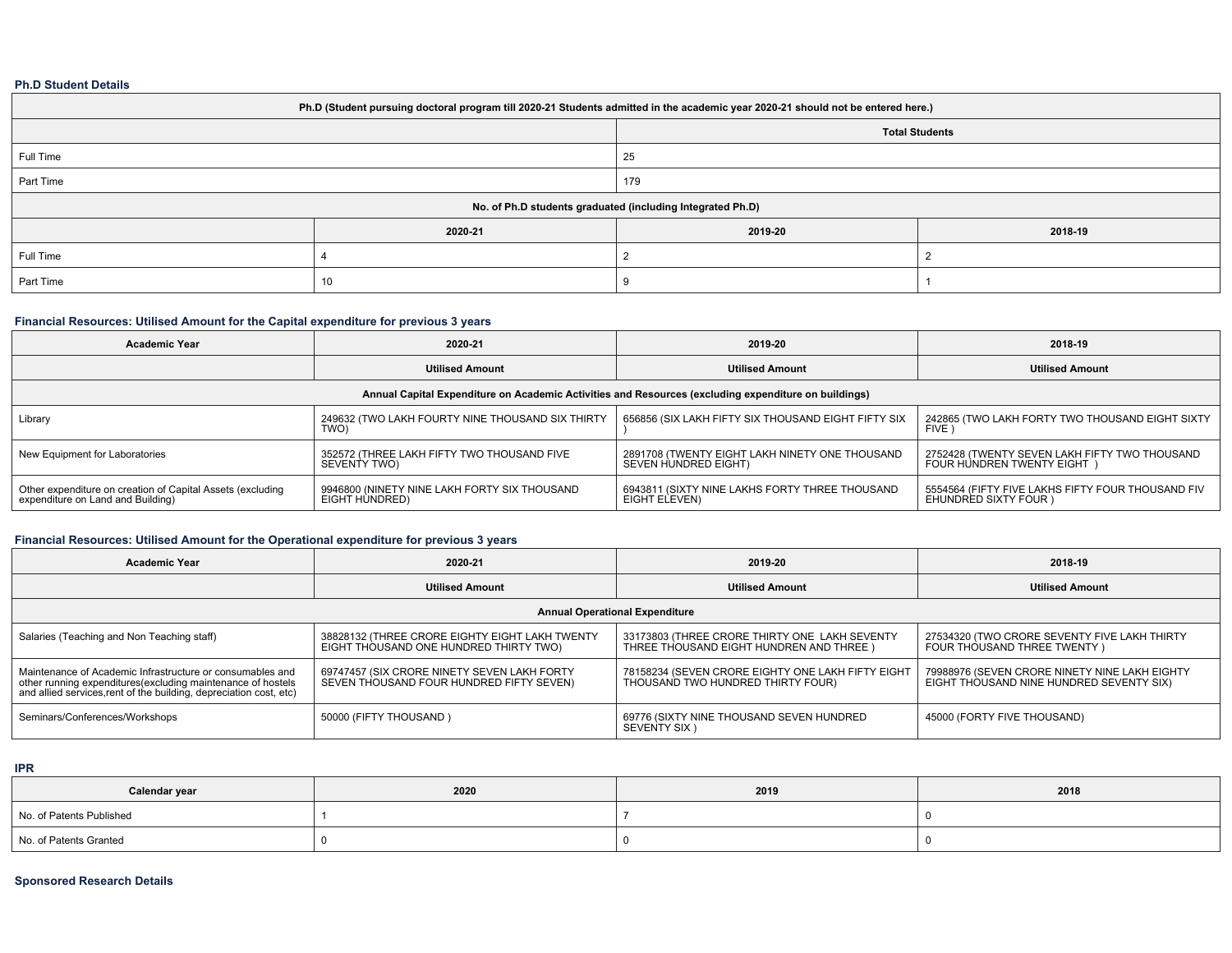### Ph.D Student Details

| Ph.D (Student pursuing doctoral program till 2020-21 Students admitted in the academic year 2020-21 should not be entered here.) | | | |
|---|---|---|---|
| | Total Students | | |
| Full Time | 25 | | |
| Part Time | 179 | | |
| No. of Ph.D students graduated (including Integrated Ph.D) | | | |
| | 2020-21 | 2019-20 | 2018-19 |
| Full Time | 4 | 2 | 2 |
| Part Time | 10 | 9 | 1 |

### Financial Resources: Utilised Amount for the Capital expenditure for previous 3 years

| Academic Year | 2020-21 | 2019-20 | 2018-19 |
|---|---|---|---|
| | Utilised Amount | Utilised Amount | Utilised Amount |
| Annual Capital Expenditure on Academic Activities and Resources (excluding expenditure on buildings) | | | |
| Library | 249632 (TWO LAKH FOURTY NINE THOUSAND SIX THIRTY TWO) | 656856 (SIX LAKH FIFTY SIX THOUSAND EIGHT FIFTY SIX ) | 242865 (TWO LAKH FORTY TWO THOUSAND EIGHT SIXTY FIVE ) |
| New Equipment for Laboratories | 352572 (THREE LAKH FIFTY TWO THOUSAND FIVE SEVENTY TWO) | 2891708 (TWENTY EIGHT LAKH NINETY ONE THOUSAND SEVEN HUNDRED EIGHT) | 2752428 (TWENTY SEVEN LAKH FIFTY TWO THOUSAND FOUR HUNDREN TWENTY EIGHT ) |
| Other expenditure on creation of Capital Assets (excluding expenditure on Land and Building) | 9946800 (NINETY NINE LAKH FORTY SIX THOUSAND EIGHT HUNDRED) | 6943811 (SIXTY NINE LAKHS FORTY THREE THOUSAND EIGHT ELEVEN) | 5554564 (FIFTY FIVE LAKHS FIFTY FOUR THOUSAND FIV EHUNDRED SIXTY FOUR ) |

### Financial Resources: Utilised Amount for the Operational expenditure for previous 3 years

| Academic Year | 2020-21 | 2019-20 | 2018-19 |
|---|---|---|---|
| | Utilised Amount | Utilised Amount | Utilised Amount |
| Annual Operational Expenditure | | | |
| Salaries (Teaching and Non Teaching staff) | 38828132 (THREE CRORE EIGHTY EIGHT LAKH TWENTY EIGHT THOUSAND ONE HUNDRED THIRTY TWO) | 33173803 (THREE CRORE THIRTY ONE LAKH SEVENTY THREE THOUSAND EIGHT HUNDREN AND THREE ) | 27534320 (TWO CRORE SEVENTY FIVE LAKH THIRTY FOUR THOUSAND THREE TWENTY ) |
| Maintenance of Academic Infrastructure or consumables and other running expenditures(excluding maintenance of hostels and allied services,rent of the building, depreciation cost, etc) | 69747457 (SIX CRORE NINETY SEVEN LAKH FORTY SEVEN THOUSAND FOUR HUNDRED FIFTY SEVEN) | 78158234 (SEVEN CRORE EIGHTY ONE LAKH FIFTY EIGHT THOUSAND TWO HUNDRED THIRTY FOUR) | 79988976 (SEVEN CRORE NINETY NINE LAKH EIGHTY EIGHT THOUSAND NINE HUNDRED SEVENTY SIX) |
| Seminars/Conferences/Workshops | 50000 (FIFTY THOUSAND ) | 69776 (SIXTY NINE THOUSAND SEVEN HUNDRED SEVENTY SIX ) | 45000 (FORTY FIVE THOUSAND) |

### IPR

| Calendar year | 2020 | 2019 | 2018 |
|---|---|---|---|
| No. of Patents Published | 1 | 7 | 0 |
| No. of Patents Granted | 0 | 0 | 0 |

### Sponsored Research Details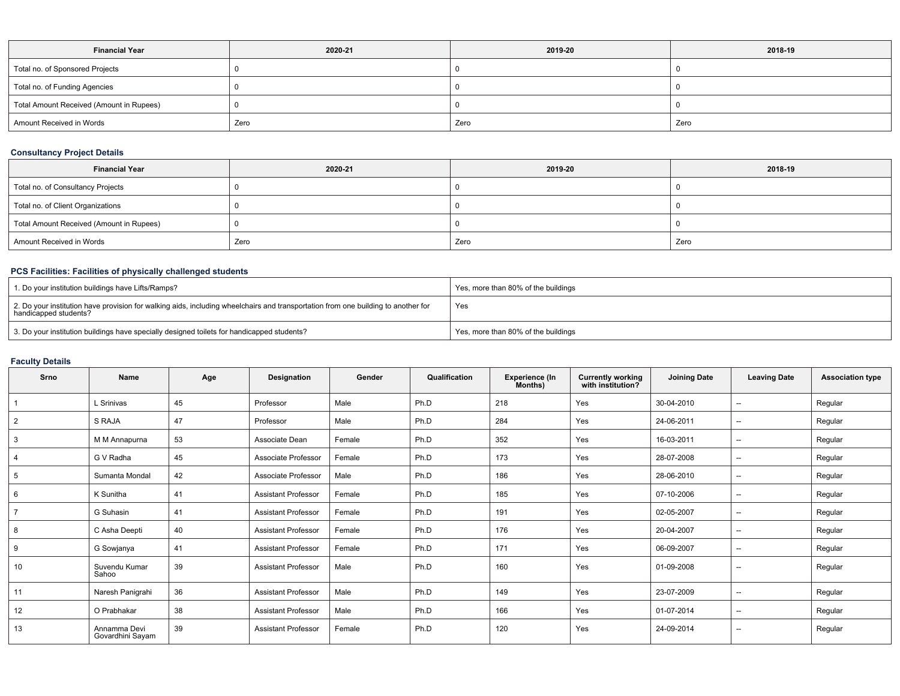| Financial Year | 2020-21 | 2019-20 | 2018-19 |
|---|---|---|---|
| Total no. of Sponsored Projects | 0 | 0 | 0 |
| Total no. of Funding Agencies | 0 | 0 | 0 |
| Total Amount Received (Amount in Rupees) | 0 | 0 | 0 |
| Amount Received in Words | Zero | Zero | Zero |

### Consultancy Project Details

| Financial Year | 2020-21 | 2019-20 | 2018-19 |
|---|---|---|---|
| Total no. of Consultancy Projects | 0 | 0 | 0 |
| Total no. of Client Organizations | 0 | 0 | 0 |
| Total Amount Received (Amount in Rupees) | 0 | 0 | 0 |
| Amount Received in Words | Zero | Zero | Zero |

### PCS Facilities: Facilities of physically challenged students

| | |
|---|---|
| 1. Do your institution buildings have Lifts/Ramps? | Yes, more than 80% of the buildings |
| 2. Do your institution have provision for walking aids, including wheelchairs and transportation from one building to another for handicapped students? | Yes |
| 3. Do your institution buildings have specially designed toilets for handicapped students? | Yes, more than 80% of the buildings |

### Faculty Details

| Srno | Name | Age | Designation | Gender | Qualification | Experience (In Months) | Currently working with institution? | Joining Date | Leaving Date | Association type |
|---|---|---|---|---|---|---|---|---|---|---|
| 1 | L Srinivas | 45 | Professor | Male | Ph.D | 218 | Yes | 30-04-2010 | -- | Regular |
| 2 | S RAJA | 47 | Professor | Male | Ph.D | 284 | Yes | 24-06-2011 | -- | Regular |
| 3 | M M Annapurna | 53 | Associate Dean | Female | Ph.D | 352 | Yes | 16-03-2011 | -- | Regular |
| 4 | G V Radha | 45 | Associate Professor | Female | Ph.D | 173 | Yes | 28-07-2008 | -- | Regular |
| 5 | Sumanta Mondal | 42 | Associate Professor | Male | Ph.D | 186 | Yes | 28-06-2010 | -- | Regular |
| 6 | K Sunitha | 41 | Assistant Professor | Female | Ph.D | 185 | Yes | 07-10-2006 | -- | Regular |
| 7 | G Suhasin | 41 | Assistant Professor | Female | Ph.D | 191 | Yes | 02-05-2007 | -- | Regular |
| 8 | C Asha Deepti | 40 | Assistant Professor | Female | Ph.D | 176 | Yes | 20-04-2007 | -- | Regular |
| 9 | G Sowjanya | 41 | Assistant Professor | Female | Ph.D | 171 | Yes | 06-09-2007 | -- | Regular |
| 10 | Suvendu Kumar Sahoo | 39 | Assistant Professor | Male | Ph.D | 160 | Yes | 01-09-2008 | -- | Regular |
| 11 | Naresh Panigrahi | 36 | Assistant Professor | Male | Ph.D | 149 | Yes | 23-07-2009 | -- | Regular |
| 12 | O Prabhakar | 38 | Assistant Professor | Male | Ph.D | 166 | Yes | 01-07-2014 | -- | Regular |
| 13 | Annamma Devi Govardhini Sayam | 39 | Assistant Professor | Female | Ph.D | 120 | Yes | 24-09-2014 | -- | Regular |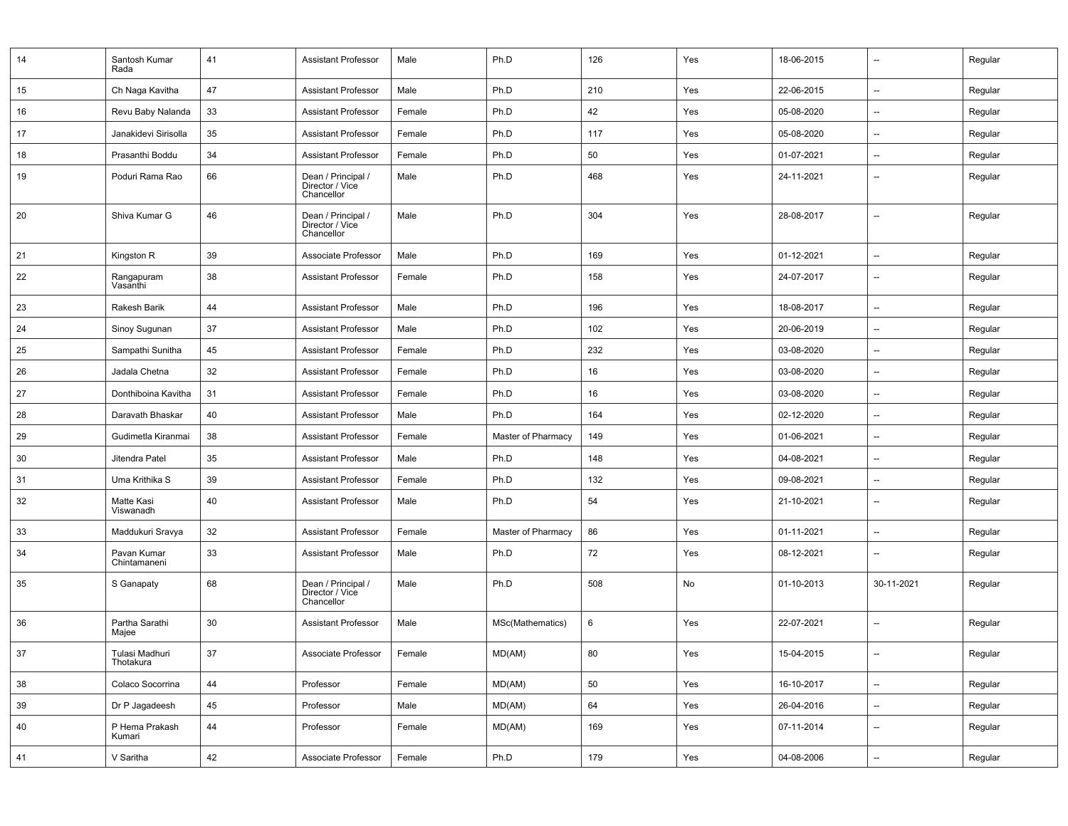| 14 | Santosh Kumar Rada | 41 | Assistant Professor | Male | Ph.D | 126 | Yes | 18-06-2015 | -- | Regular |
|---|---|---|---|---|---|---|---|---|---|---|
| 15 | Ch Naga Kavitha | 47 | Assistant Professor | Male | Ph.D | 210 | Yes | 22-06-2015 | -- | Regular |
| 16 | Revu Baby Nalanda | 33 | Assistant Professor | Female | Ph.D | 42 | Yes | 05-08-2020 | -- | Regular |
| 17 | Janakidevi Sirisolla | 35 | Assistant Professor | Female | Ph.D | 117 | Yes | 05-08-2020 | -- | Regular |
| 18 | Prasanthi Boddu | 34 | Assistant Professor | Female | Ph.D | 50 | Yes | 01-07-2021 | -- | Regular |
| 19 | Poduri Rama Rao | 66 | Dean / Principal / Director / Vice Chancellor | Male | Ph.D | 468 | Yes | 24-11-2021 | -- | Regular |
| 20 | Shiva Kumar G | 46 | Dean / Principal / Director / Vice Chancellor | Male | Ph.D | 304 | Yes | 28-08-2017 | -- | Regular |
| 21 | Kingston R | 39 | Associate Professor | Male | Ph.D | 169 | Yes | 01-12-2021 | -- | Regular |
| 22 | Rangapuram Vasanthi | 38 | Assistant Professor | Female | Ph.D | 158 | Yes | 24-07-2017 | -- | Regular |
| 23 | Rakesh Barik | 44 | Assistant Professor | Male | Ph.D | 196 | Yes | 18-08-2017 | -- | Regular |
| 24 | Sinoy Sugunan | 37 | Assistant Professor | Male | Ph.D | 102 | Yes | 20-06-2019 | -- | Regular |
| 25 | Sampathi Sunitha | 45 | Assistant Professor | Female | Ph.D | 232 | Yes | 03-08-2020 | -- | Regular |
| 26 | Jadala Chetna | 32 | Assistant Professor | Female | Ph.D | 16 | Yes | 03-08-2020 | -- | Regular |
| 27 | Donthiboina Kavitha | 31 | Assistant Professor | Female | Ph.D | 16 | Yes | 03-08-2020 | -- | Regular |
| 28 | Daravath Bhaskar | 40 | Assistant Professor | Male | Ph.D | 164 | Yes | 02-12-2020 | -- | Regular |
| 29 | Gudimetla Kiranmai | 38 | Assistant Professor | Female | Master of Pharmacy | 149 | Yes | 01-06-2021 | -- | Regular |
| 30 | Jitendra Patel | 35 | Assistant Professor | Male | Ph.D | 148 | Yes | 04-08-2021 | -- | Regular |
| 31 | Uma Krithika S | 39 | Assistant Professor | Female | Ph.D | 132 | Yes | 09-08-2021 | -- | Regular |
| 32 | Matte Kasi Viswanadh | 40 | Assistant Professor | Male | Ph.D | 54 | Yes | 21-10-2021 | -- | Regular |
| 33 | Maddukuri Sravya | 32 | Assistant Professor | Female | Master of Pharmacy | 86 | Yes | 01-11-2021 | -- | Regular |
| 34 | Pavan Kumar Chintamaneni | 33 | Assistant Professor | Male | Ph.D | 72 | Yes | 08-12-2021 | -- | Regular |
| 35 | S Ganapaty | 68 | Dean / Principal / Director / Vice Chancellor | Male | Ph.D | 508 | No | 01-10-2013 | 30-11-2021 | Regular |
| 36 | Partha Sarathi Majee | 30 | Assistant Professor | Male | MSc(Mathematics) | 6 | Yes | 22-07-2021 | -- | Regular |
| 37 | Tulasi Madhuri Thotakura | 37 | Associate Professor | Female | MD(AM) | 80 | Yes | 15-04-2015 | -- | Regular |
| 38 | Colaco Socorrina | 44 | Professor | Female | MD(AM) | 50 | Yes | 16-10-2017 | -- | Regular |
| 39 | Dr P Jagadeesh | 45 | Professor | Male | MD(AM) | 64 | Yes | 26-04-2016 | -- | Regular |
| 40 | P Hema Prakash Kumari | 44 | Professor | Female | MD(AM) | 169 | Yes | 07-11-2014 | -- | Regular |
| 41 | V Saritha | 42 | Associate Professor | Female | Ph.D | 179 | Yes | 04-08-2006 | -- | Regular |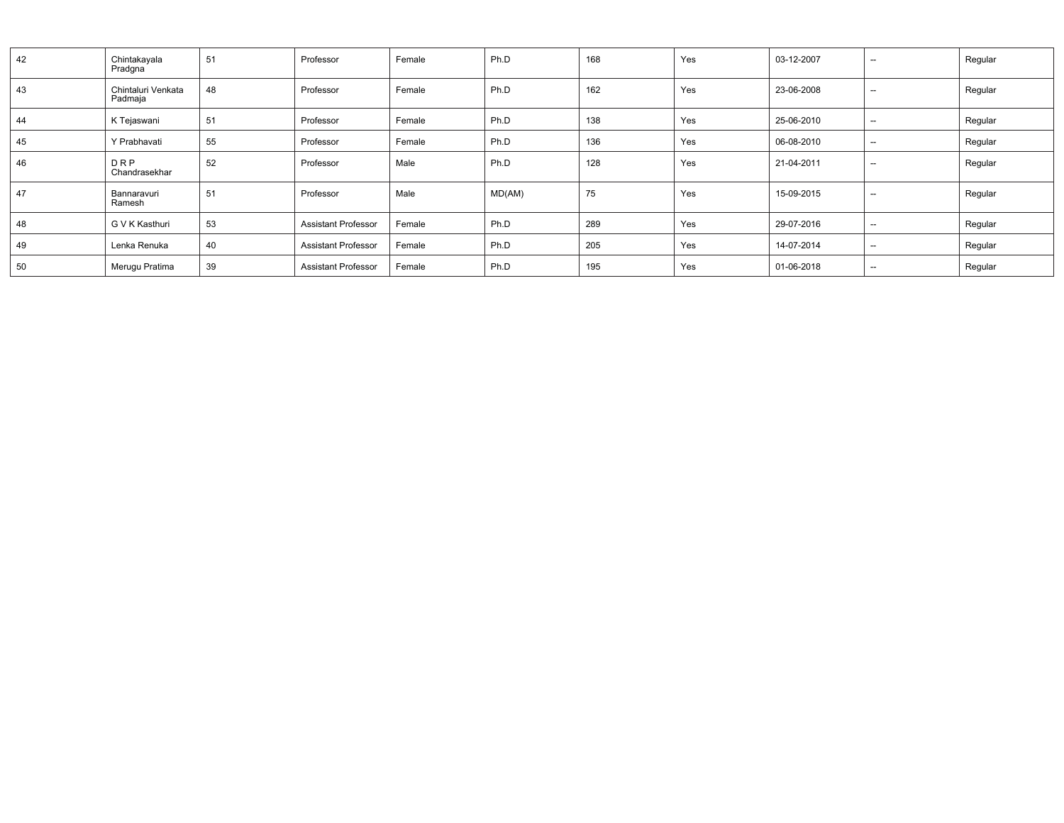| | | | | | | | | | | |
|---|---|---|---|---|---|---|---|---|---|---|
| 42 | Chintakayala Pradgna | 51 | Professor | Female | Ph.D | 168 | Yes | 03-12-2007 | -- | Regular |
| 43 | Chintaluri Venkata Padmaja | 48 | Professor | Female | Ph.D | 162 | Yes | 23-06-2008 | -- | Regular |
| 44 | K Tejaswani | 51 | Professor | Female | Ph.D | 138 | Yes | 25-06-2010 | -- | Regular |
| 45 | Y Prabhavati | 55 | Professor | Female | Ph.D | 136 | Yes | 06-08-2010 | -- | Regular |
| 46 | D R P Chandrasekhar | 52 | Professor | Male | Ph.D | 128 | Yes | 21-04-2011 | -- | Regular |
| 47 | Bannaravuri Ramesh | 51 | Professor | Male | MD(AM) | 75 | Yes | 15-09-2015 | -- | Regular |
| 48 | G V K Kasthuri | 53 | Assistant Professor | Female | Ph.D | 289 | Yes | 29-07-2016 | -- | Regular |
| 49 | Lenka Renuka | 40 | Assistant Professor | Female | Ph.D | 205 | Yes | 14-07-2014 | -- | Regular |
| 50 | Merugu Pratima | 39 | Assistant Professor | Female | Ph.D | 195 | Yes | 01-06-2018 | -- | Regular |